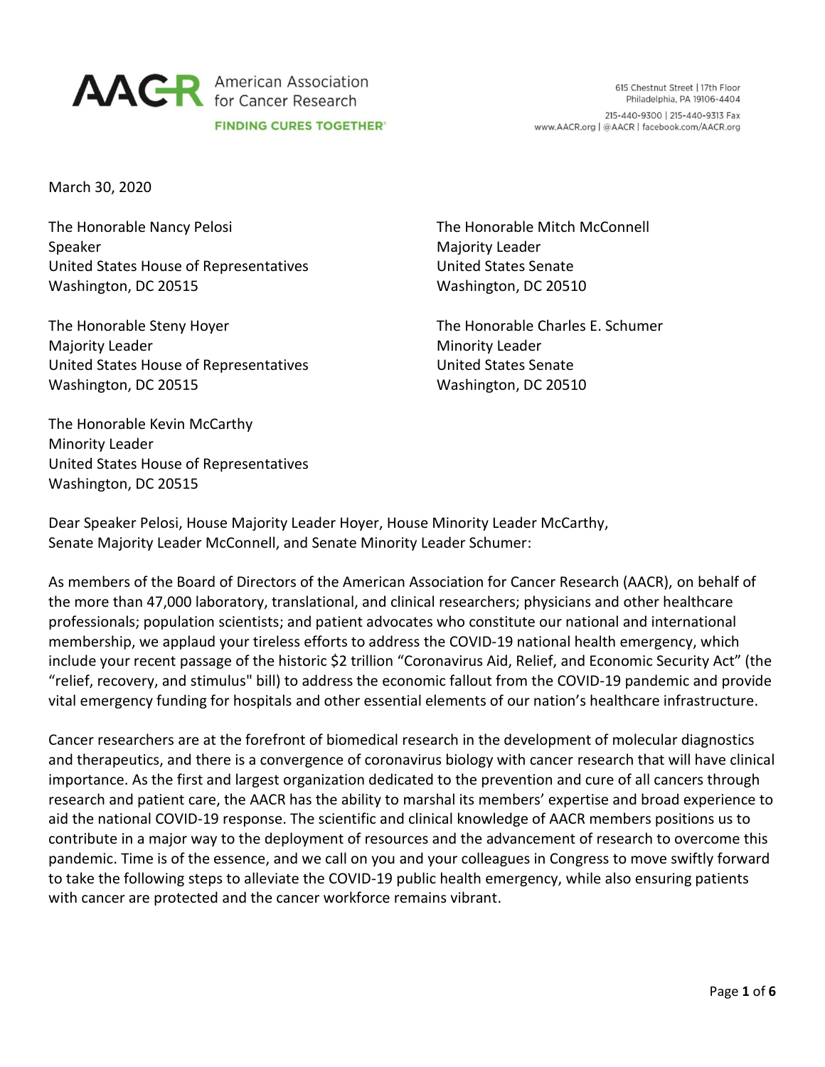AACR American Association for Cancer Research
FINDING CURES TOGETHER®

615 Chestnut Street | 17th Floor
Philadelphia, PA 19106-4404
215-440-9300 | 215-440-9313 Fax
www.AACR.org | @AACR | facebook.com/AACR.org

March 30, 2020

The Honorable Nancy Pelosi
Speaker
United States House of Representatives
Washington, DC 20515

The Honorable Steny Hoyer
Majority Leader
United States House of Representatives
Washington, DC 20515

The Honorable Kevin McCarthy
Minority Leader
United States House of Representatives
Washington, DC 20515

The Honorable Mitch McConnell
Majority Leader
United States Senate
Washington, DC 20510

The Honorable Charles E. Schumer
Minority Leader
United States Senate
Washington, DC 20510

Dear Speaker Pelosi, House Majority Leader Hoyer, House Minority Leader McCarthy, Senate Majority Leader McConnell, and Senate Minority Leader Schumer:

As members of the Board of Directors of the American Association for Cancer Research (AACR), on behalf of the more than 47,000 laboratory, translational, and clinical researchers; physicians and other healthcare professionals; population scientists; and patient advocates who constitute our national and international membership, we applaud your tireless efforts to address the COVID-19 national health emergency, which include your recent passage of the historic $2 trillion "Coronavirus Aid, Relief, and Economic Security Act" (the "relief, recovery, and stimulus" bill) to address the economic fallout from the COVID-19 pandemic and provide vital emergency funding for hospitals and other essential elements of our nation's healthcare infrastructure.

Cancer researchers are at the forefront of biomedical research in the development of molecular diagnostics and therapeutics, and there is a convergence of coronavirus biology with cancer research that will have clinical importance. As the first and largest organization dedicated to the prevention and cure of all cancers through research and patient care, the AACR has the ability to marshal its members' expertise and broad experience to aid the national COVID-19 response. The scientific and clinical knowledge of AACR members positions us to contribute in a major way to the deployment of resources and the advancement of research to overcome this pandemic. Time is of the essence, and we call on you and your colleagues in Congress to move swiftly forward to take the following steps to alleviate the COVID-19 public health emergency, while also ensuring patients with cancer are protected and the cancer workforce remains vibrant.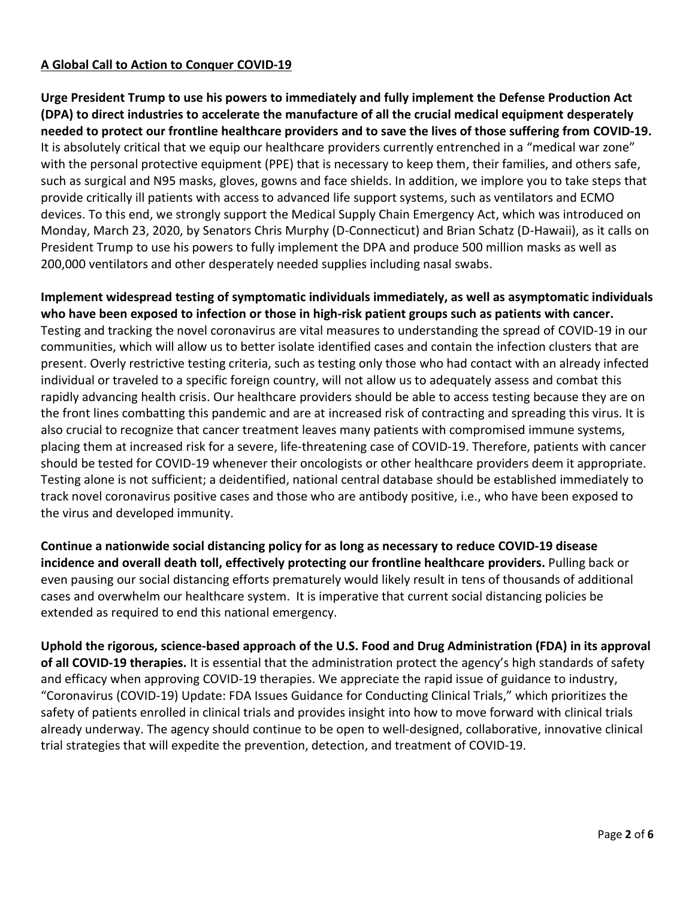**A Global Call to Action to Conquer COVID-19**

**Urge President Trump to use his powers to immediately and fully implement the Defense Production Act (DPA) to direct industries to accelerate the manufacture of all the crucial medical equipment desperately needed to protect our frontline healthcare providers and to save the lives of those suffering from COVID-19.** It is absolutely critical that we equip our healthcare providers currently entrenched in a "medical war zone" with the personal protective equipment (PPE) that is necessary to keep them, their families, and others safe, such as surgical and N95 masks, gloves, gowns and face shields. In addition, we implore you to take steps that provide critically ill patients with access to advanced life support systems, such as ventilators and ECMO devices. To this end, we strongly support the Medical Supply Chain Emergency Act, which was introduced on Monday, March 23, 2020, by Senators Chris Murphy (D-Connecticut) and Brian Schatz (D-Hawaii), as it calls on President Trump to use his powers to fully implement the DPA and produce 500 million masks as well as 200,000 ventilators and other desperately needed supplies including nasal swabs.

**Implement widespread testing of symptomatic individuals immediately, as well as asymptomatic individuals who have been exposed to infection or those in high-risk patient groups such as patients with cancer.** Testing and tracking the novel coronavirus are vital measures to understanding the spread of COVID-19 in our communities, which will allow us to better isolate identified cases and contain the infection clusters that are present. Overly restrictive testing criteria, such as testing only those who had contact with an already infected individual or traveled to a specific foreign country, will not allow us to adequately assess and combat this rapidly advancing health crisis. Our healthcare providers should be able to access testing because they are on the front lines combatting this pandemic and are at increased risk of contracting and spreading this virus. It is also crucial to recognize that cancer treatment leaves many patients with compromised immune systems, placing them at increased risk for a severe, life-threatening case of COVID-19. Therefore, patients with cancer should be tested for COVID-19 whenever their oncologists or other healthcare providers deem it appropriate. Testing alone is not sufficient; a deidentified, national central database should be established immediately to track novel coronavirus positive cases and those who are antibody positive, i.e., who have been exposed to the virus and developed immunity.

**Continue a nationwide social distancing policy for as long as necessary to reduce COVID-19 disease incidence and overall death toll, effectively protecting our frontline healthcare providers.** Pulling back or even pausing our social distancing efforts prematurely would likely result in tens of thousands of additional cases and overwhelm our healthcare system. It is imperative that current social distancing policies be extended as required to end this national emergency.

**Uphold the rigorous, science-based approach of the U.S. Food and Drug Administration (FDA) in its approval of all COVID-19 therapies.** It is essential that the administration protect the agency's high standards of safety and efficacy when approving COVID-19 therapies. We appreciate the rapid issue of guidance to industry, "Coronavirus (COVID-19) Update: FDA Issues Guidance for Conducting Clinical Trials," which prioritizes the safety of patients enrolled in clinical trials and provides insight into how to move forward with clinical trials already underway. The agency should continue to be open to well-designed, collaborative, innovative clinical trial strategies that will expedite the prevention, detection, and treatment of COVID-19.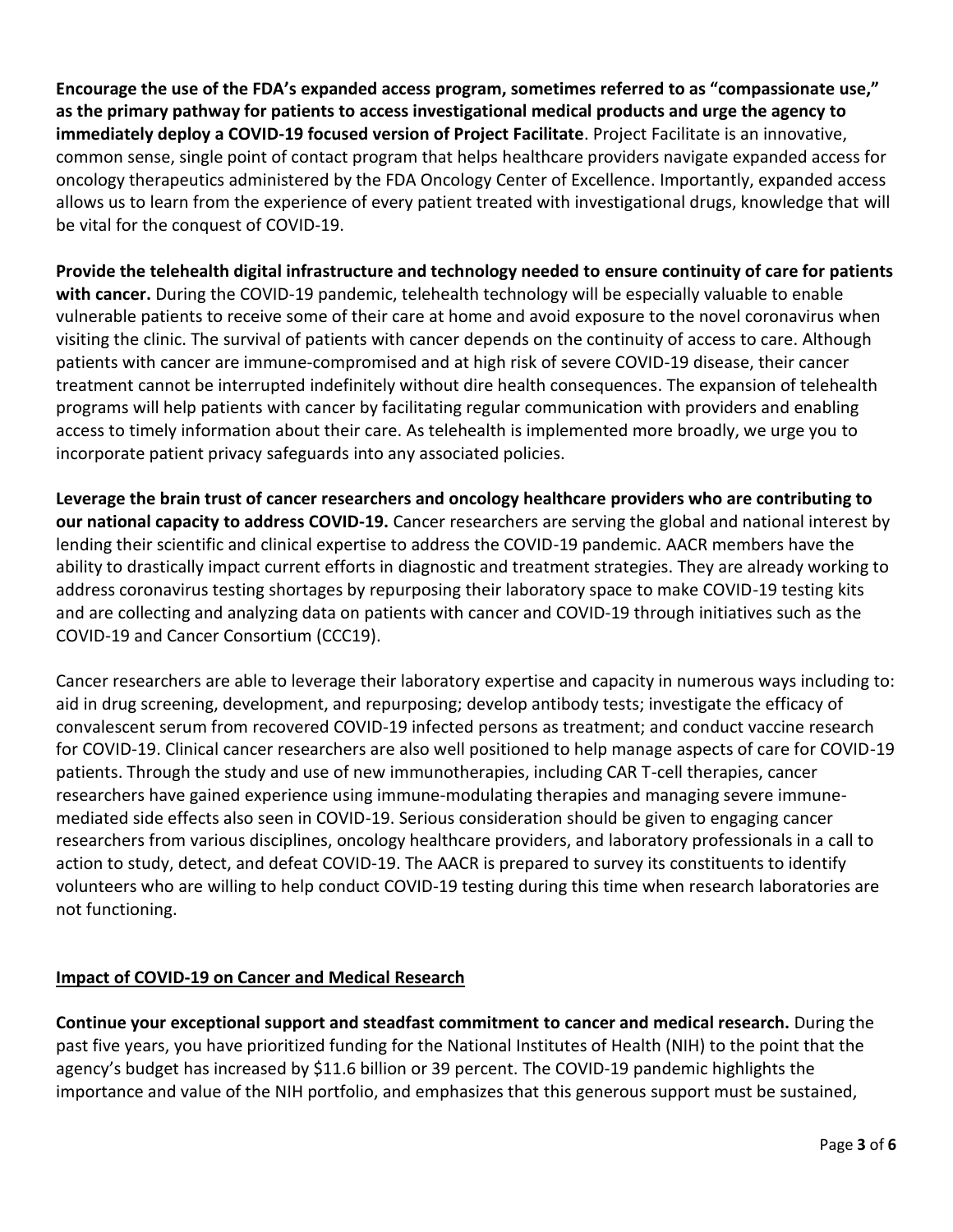**Encourage the use of the FDA's expanded access program, sometimes referred to as "compassionate use," as the primary pathway for patients to access investigational medical products and urge the agency to immediately deploy a COVID-19 focused version of Project Facilitate**. Project Facilitate is an innovative, common sense, single point of contact program that helps healthcare providers navigate expanded access for oncology therapeutics administered by the FDA Oncology Center of Excellence. Importantly, expanded access allows us to learn from the experience of every patient treated with investigational drugs, knowledge that will be vital for the conquest of COVID-19.

**Provide the telehealth digital infrastructure and technology needed to ensure continuity of care for patients with cancer.** During the COVID-19 pandemic, telehealth technology will be especially valuable to enable vulnerable patients to receive some of their care at home and avoid exposure to the novel coronavirus when visiting the clinic. The survival of patients with cancer depends on the continuity of access to care. Although patients with cancer are immune-compromised and at high risk of severe COVID-19 disease, their cancer treatment cannot be interrupted indefinitely without dire health consequences. The expansion of telehealth programs will help patients with cancer by facilitating regular communication with providers and enabling access to timely information about their care. As telehealth is implemented more broadly, we urge you to incorporate patient privacy safeguards into any associated policies.

**Leverage the brain trust of cancer researchers and oncology healthcare providers who are contributing to our national capacity to address COVID-19.** Cancer researchers are serving the global and national interest by lending their scientific and clinical expertise to address the COVID-19 pandemic. AACR members have the ability to drastically impact current efforts in diagnostic and treatment strategies. They are already working to address coronavirus testing shortages by repurposing their laboratory space to make COVID-19 testing kits and are collecting and analyzing data on patients with cancer and COVID-19 through initiatives such as the COVID-19 and Cancer Consortium (CCC19).

Cancer researchers are able to leverage their laboratory expertise and capacity in numerous ways including to: aid in drug screening, development, and repurposing; develop antibody tests; investigate the efficacy of convalescent serum from recovered COVID-19 infected persons as treatment; and conduct vaccine research for COVID-19. Clinical cancer researchers are also well positioned to help manage aspects of care for COVID-19 patients. Through the study and use of new immunotherapies, including CAR T-cell therapies, cancer researchers have gained experience using immune-modulating therapies and managing severe immune-mediated side effects also seen in COVID-19. Serious consideration should be given to engaging cancer researchers from various disciplines, oncology healthcare providers, and laboratory professionals in a call to action to study, detect, and defeat COVID-19. The AACR is prepared to survey its constituents to identify volunteers who are willing to help conduct COVID-19 testing during this time when research laboratories are not functioning.

## Impact of COVID-19 on Cancer and Medical Research

**Continue your exceptional support and steadfast commitment to cancer and medical research.** During the past five years, you have prioritized funding for the National Institutes of Health (NIH) to the point that the agency's budget has increased by $11.6 billion or 39 percent. The COVID-19 pandemic highlights the importance and value of the NIH portfolio, and emphasizes that this generous support must be sustained,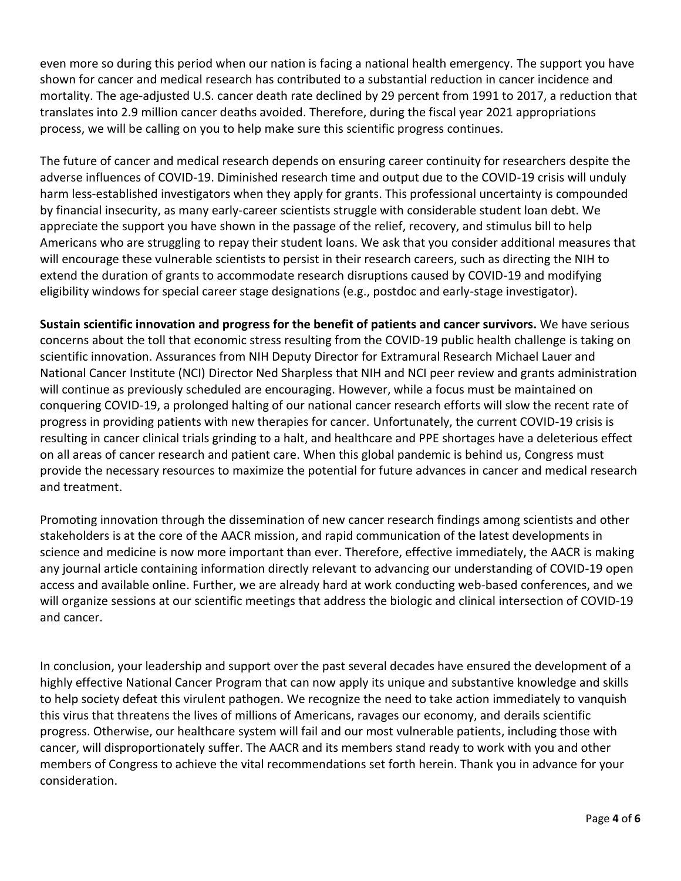even more so during this period when our nation is facing a national health emergency. The support you have shown for cancer and medical research has contributed to a substantial reduction in cancer incidence and mortality. The age-adjusted U.S. cancer death rate declined by 29 percent from 1991 to 2017, a reduction that translates into 2.9 million cancer deaths avoided. Therefore, during the fiscal year 2021 appropriations process, we will be calling on you to help make sure this scientific progress continues.

The future of cancer and medical research depends on ensuring career continuity for researchers despite the adverse influences of COVID-19. Diminished research time and output due to the COVID-19 crisis will unduly harm less-established investigators when they apply for grants. This professional uncertainty is compounded by financial insecurity, as many early-career scientists struggle with considerable student loan debt. We appreciate the support you have shown in the passage of the relief, recovery, and stimulus bill to help Americans who are struggling to repay their student loans. We ask that you consider additional measures that will encourage these vulnerable scientists to persist in their research careers, such as directing the NIH to extend the duration of grants to accommodate research disruptions caused by COVID-19 and modifying eligibility windows for special career stage designations (e.g., postdoc and early-stage investigator).

**Sustain scientific innovation and progress for the benefit of patients and cancer survivors.** We have serious concerns about the toll that economic stress resulting from the COVID-19 public health challenge is taking on scientific innovation. Assurances from NIH Deputy Director for Extramural Research Michael Lauer and National Cancer Institute (NCI) Director Ned Sharpless that NIH and NCI peer review and grants administration will continue as previously scheduled are encouraging. However, while a focus must be maintained on conquering COVID-19, a prolonged halting of our national cancer research efforts will slow the recent rate of progress in providing patients with new therapies for cancer. Unfortunately, the current COVID-19 crisis is resulting in cancer clinical trials grinding to a halt, and healthcare and PPE shortages have a deleterious effect on all areas of cancer research and patient care. When this global pandemic is behind us, Congress must provide the necessary resources to maximize the potential for future advances in cancer and medical research and treatment.

Promoting innovation through the dissemination of new cancer research findings among scientists and other stakeholders is at the core of the AACR mission, and rapid communication of the latest developments in science and medicine is now more important than ever. Therefore, effective immediately, the AACR is making any journal article containing information directly relevant to advancing our understanding of COVID-19 open access and available online. Further, we are already hard at work conducting web-based conferences, and we will organize sessions at our scientific meetings that address the biologic and clinical intersection of COVID-19 and cancer.

In conclusion, your leadership and support over the past several decades have ensured the development of a highly effective National Cancer Program that can now apply its unique and substantive knowledge and skills to help society defeat this virulent pathogen. We recognize the need to take action immediately to vanquish this virus that threatens the lives of millions of Americans, ravages our economy, and derails scientific progress. Otherwise, our healthcare system will fail and our most vulnerable patients, including those with cancer, will disproportionately suffer. The AACR and its members stand ready to work with you and other members of Congress to achieve the vital recommendations set forth herein. Thank you in advance for your consideration.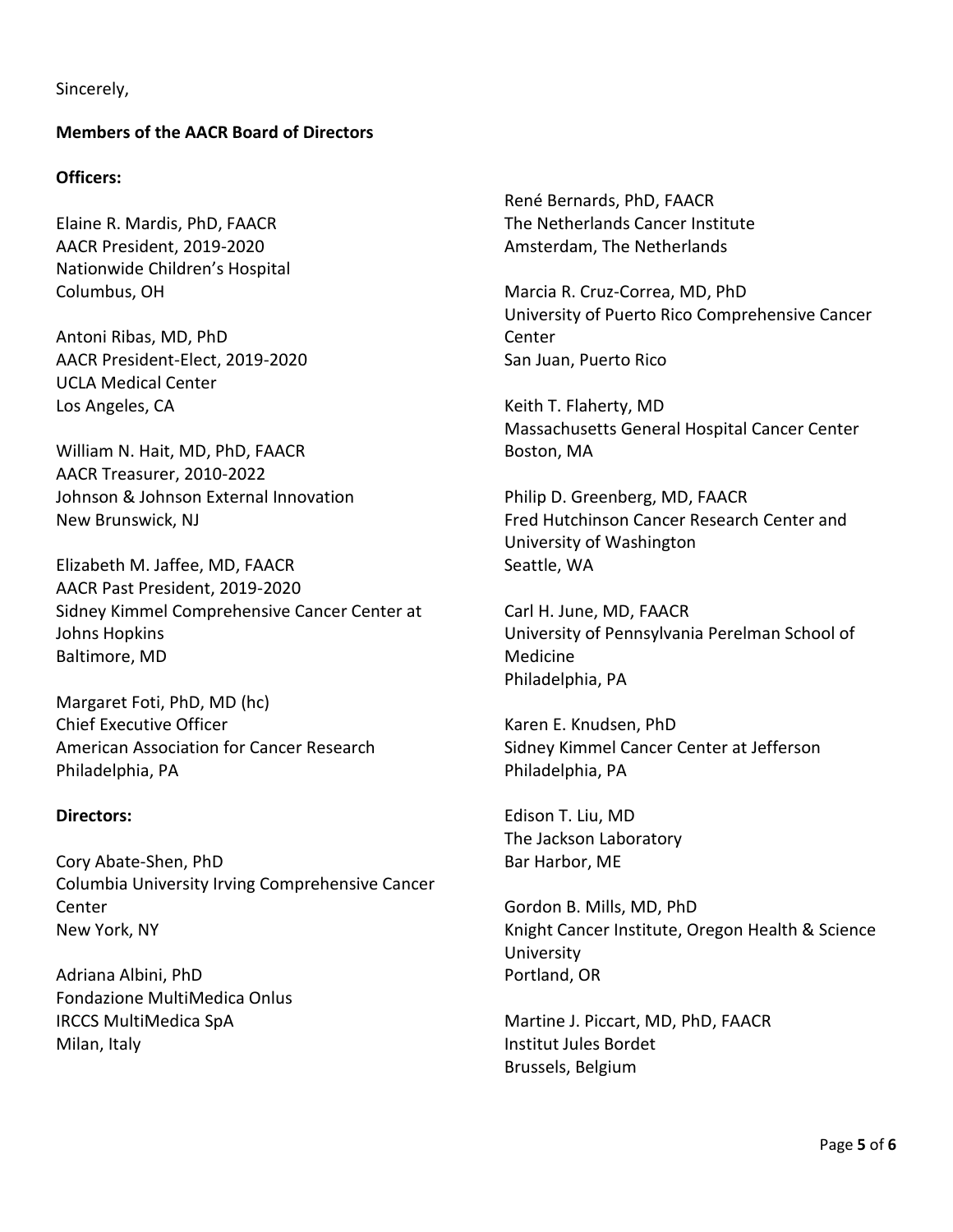Sincerely,

**Members of the AACR Board of Directors**

**Officers:**

Elaine R. Mardis, PhD, FAACR
AACR President, 2019-2020
Nationwide Children's Hospital
Columbus, OH

Antoni Ribas, MD, PhD
AACR President-Elect, 2019-2020
UCLA Medical Center
Los Angeles, CA

William N. Hait, MD, PhD, FAACR
AACR Treasurer, 2010-2022
Johnson & Johnson External Innovation
New Brunswick, NJ

Elizabeth M. Jaffee, MD, FAACR
AACR Past President, 2019-2020
Sidney Kimmel Comprehensive Cancer Center at Johns Hopkins
Baltimore, MD

Margaret Foti, PhD, MD (hc)
Chief Executive Officer
American Association for Cancer Research
Philadelphia, PA

**Directors:**

Cory Abate-Shen, PhD
Columbia University Irving Comprehensive Cancer Center
New York, NY

Adriana Albini, PhD
Fondazione MultiMedica Onlus
IRCCS MultiMedica SpA
Milan, Italy

René Bernards, PhD, FAACR
The Netherlands Cancer Institute
Amsterdam, The Netherlands

Marcia R. Cruz-Correa, MD, PhD
University of Puerto Rico Comprehensive Cancer Center
San Juan, Puerto Rico

Keith T. Flaherty, MD
Massachusetts General Hospital Cancer Center
Boston, MA

Philip D. Greenberg, MD, FAACR
Fred Hutchinson Cancer Research Center and University of Washington
Seattle, WA

Carl H. June, MD, FAACR
University of Pennsylvania Perelman School of Medicine
Philadelphia, PA

Karen E. Knudsen, PhD
Sidney Kimmel Cancer Center at Jefferson
Philadelphia, PA

Edison T. Liu, MD
The Jackson Laboratory
Bar Harbor, ME

Gordon B. Mills, MD, PhD
Knight Cancer Institute, Oregon Health & Science University
Portland, OR

Martine J. Piccart, MD, PhD, FAACR
Institut Jules Bordet
Brussels, Belgium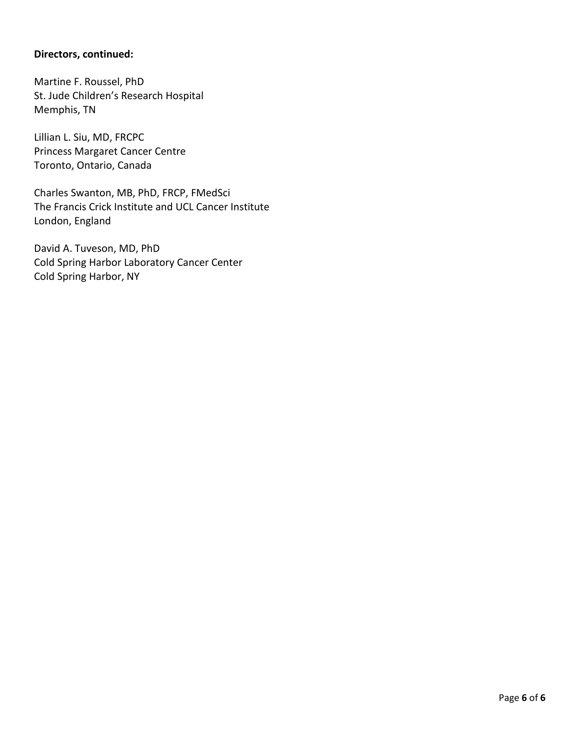**Directors, continued:**

Martine F. Roussel, PhD
St. Jude Children's Research Hospital
Memphis, TN

Lillian L. Siu, MD, FRCPC
Princess Margaret Cancer Centre
Toronto, Ontario, Canada

Charles Swanton, MB, PhD, FRCP, FMedSci
The Francis Crick Institute and UCL Cancer Institute
London, England

David A. Tuveson, MD, PhD
Cold Spring Harbor Laboratory Cancer Center
Cold Spring Harbor, NY